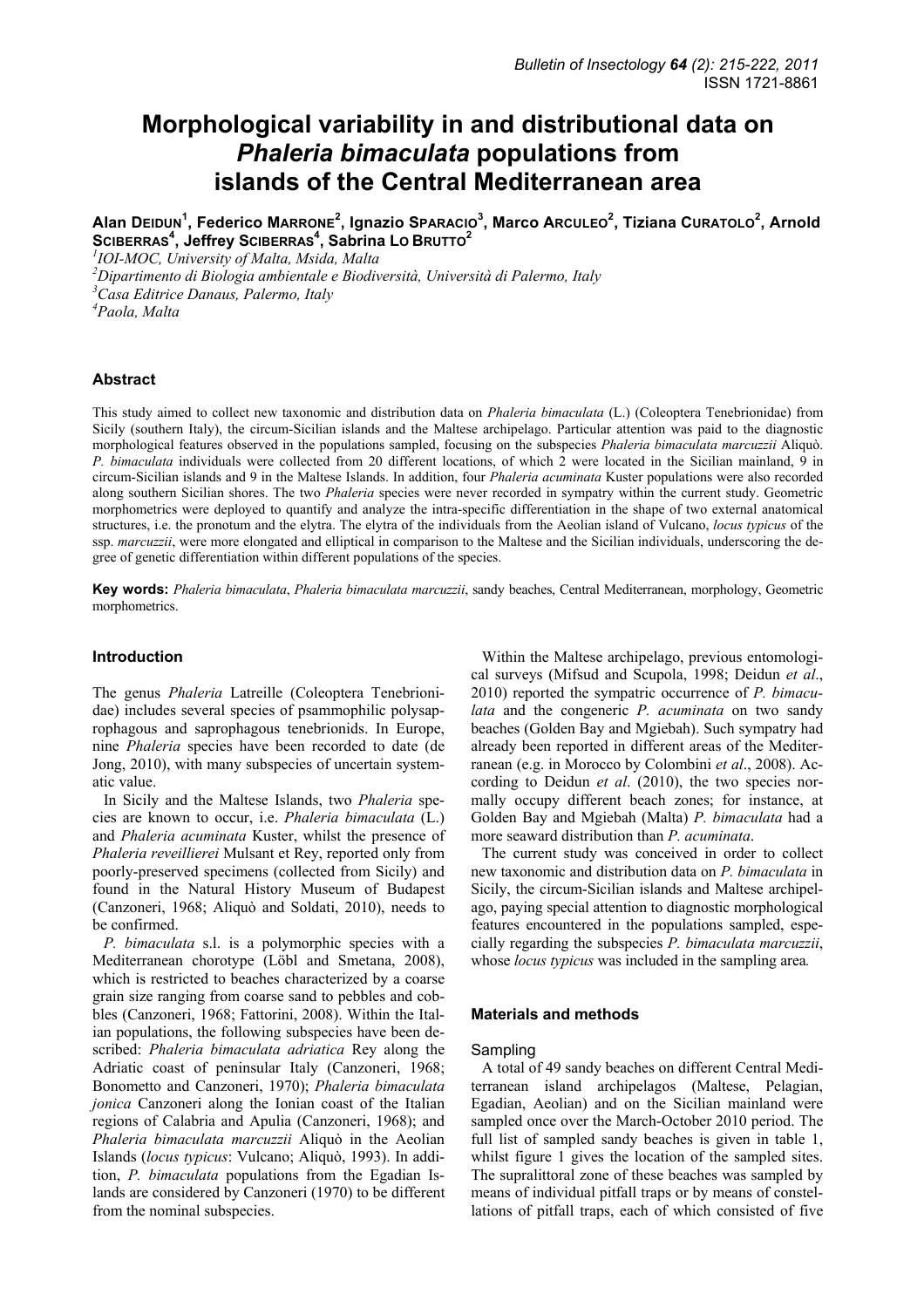# Morphological variability in and distributional data on *Phaleria bimaculata* populations from islands of the Central Mediterranean area

Alan Deidun[1], Federico Marrone[2], Ignazio Sparacio[3], Marco Arculeo[2], Tiziana Curatolo[2], Arnold Sciberras[4], Jeffrey Sciberras[4], Sabrina Lo Brutto[2]

[1]*IOI-MOC, University of Malta, Msida, Malta*
[2]*Dipartimento di Biologia ambientale e Biodiversità, Università di Palermo, Italy*
[3]*Casa Editrice Danaus, Palermo, Italy*
[4]*Paola, Malta*

## Abstract

This study aimed to collect new taxonomic and distribution data on *Phaleria bimaculata* (L.) (Coleoptera Tenebrionidae) from Sicily (southern Italy), the circum-Sicilian islands and the Maltese archipelago. Particular attention was paid to the diagnostic morphological features observed in the populations sampled, focusing on the subspecies *Phaleria bimaculata marcuzzii* Aliquò. *P. bimaculata* individuals were collected from 20 different locations, of which 2 were located in the Sicilian mainland, 9 in circum-Sicilian islands and 9 in the Maltese Islands. In addition, four *Phaleria acuminata* Kuster populations were also recorded along southern Sicilian shores. The two *Phaleria* species were never recorded in sympatry within the current study. Geometric morphometrics were deployed to quantify and analyze the intra-specific differentiation in the shape of two external anatomical structures, i.e. the pronotum and the elytra. The elytra of the individuals from the Aeolian island of Vulcano, *locus typicus* of the ssp. *marcuzzii*, were more elongated and elliptical in comparison to the Maltese and the Sicilian individuals, underscoring the degree of genetic differentiation within different populations of the species.

**Key words:** *Phaleria bimaculata*, *Phaleria bimaculata marcuzzii*, sandy beaches, Central Mediterranean, morphology, Geometric morphometrics.

## Introduction

The genus *Phaleria* Latreille (Coleoptera Tenebrionidae) includes several species of psammophilic polysaprophagous and saprophagous tenebrionids. In Europe, nine *Phaleria* species have been recorded to date (de Jong, 2010), with many subspecies of uncertain systematic value.

In Sicily and the Maltese Islands, two *Phaleria* species are known to occur, i.e. *Phaleria bimaculata* (L.) and *Phaleria acuminata* Kuster, whilst the presence of *Phaleria reveillierei* Mulsant et Rey, reported only from poorly-preserved specimens (collected from Sicily) and found in the Natural History Museum of Budapest (Canzoneri, 1968; Aliquò and Soldati, 2010), needs to be confirmed.

*P. bimaculata* s.l. is a polymorphic species with a Mediterranean chorotype (Löbl and Smetana, 2008), which is restricted to beaches characterized by a coarse grain size ranging from coarse sand to pebbles and cobbles (Canzoneri, 1968; Fattorini, 2008). Within the Italian populations, the following subspecies have been described: *Phaleria bimaculata adriatica* Rey along the Adriatic coast of peninsular Italy (Canzoneri, 1968; Bonometto and Canzoneri, 1970); *Phaleria bimaculata jonica* Canzoneri along the Ionian coast of the Italian regions of Calabria and Apulia (Canzoneri, 1968); and *Phaleria bimaculata marcuzzii* Aliquò in the Aeolian Islands (*locus typicus*: Vulcano; Aliquò, 1993). In addition, *P. bimaculata* populations from the Egadian Islands are considered by Canzoneri (1970) to be different from the nominal subspecies.

Within the Maltese archipelago, previous entomological surveys (Mifsud and Scupola, 1998; Deidun *et al*., 2010) reported the sympatric occurrence of *P. bimaculata* and the congeneric *P. acuminata* on two sandy beaches (Golden Bay and Mgiebah). Such sympatry had already been reported in different areas of the Mediterranean (e.g. in Morocco by Colombini *et al*., 2008). According to Deidun *et al*. (2010), the two species normally occupy different beach zones; for instance, at Golden Bay and Mgiebah (Malta) *P. bimaculata* had a more seaward distribution than *P. acuminata*.

The current study was conceived in order to collect new taxonomic and distribution data on *P. bimaculata* in Sicily, the circum-Sicilian islands and Maltese archipelago, paying special attention to diagnostic morphological features encountered in the populations sampled, especially regarding the subspecies *P. bimaculata marcuzzii*, whose *locus typicus* was included in the sampling area.

## Materials and methods

### Sampling

A total of 49 sandy beaches on different Central Mediterranean island archipelagos (Maltese, Pelagian, Egadian, Aeolian) and on the Sicilian mainland were sampled once over the March-October 2010 period. The full list of sampled sandy beaches is given in table 1, whilst figure 1 gives the location of the sampled sites. The supralittoral zone of these beaches was sampled by means of individual pitfall traps or by means of constellations of pitfall traps, each of which consisted of five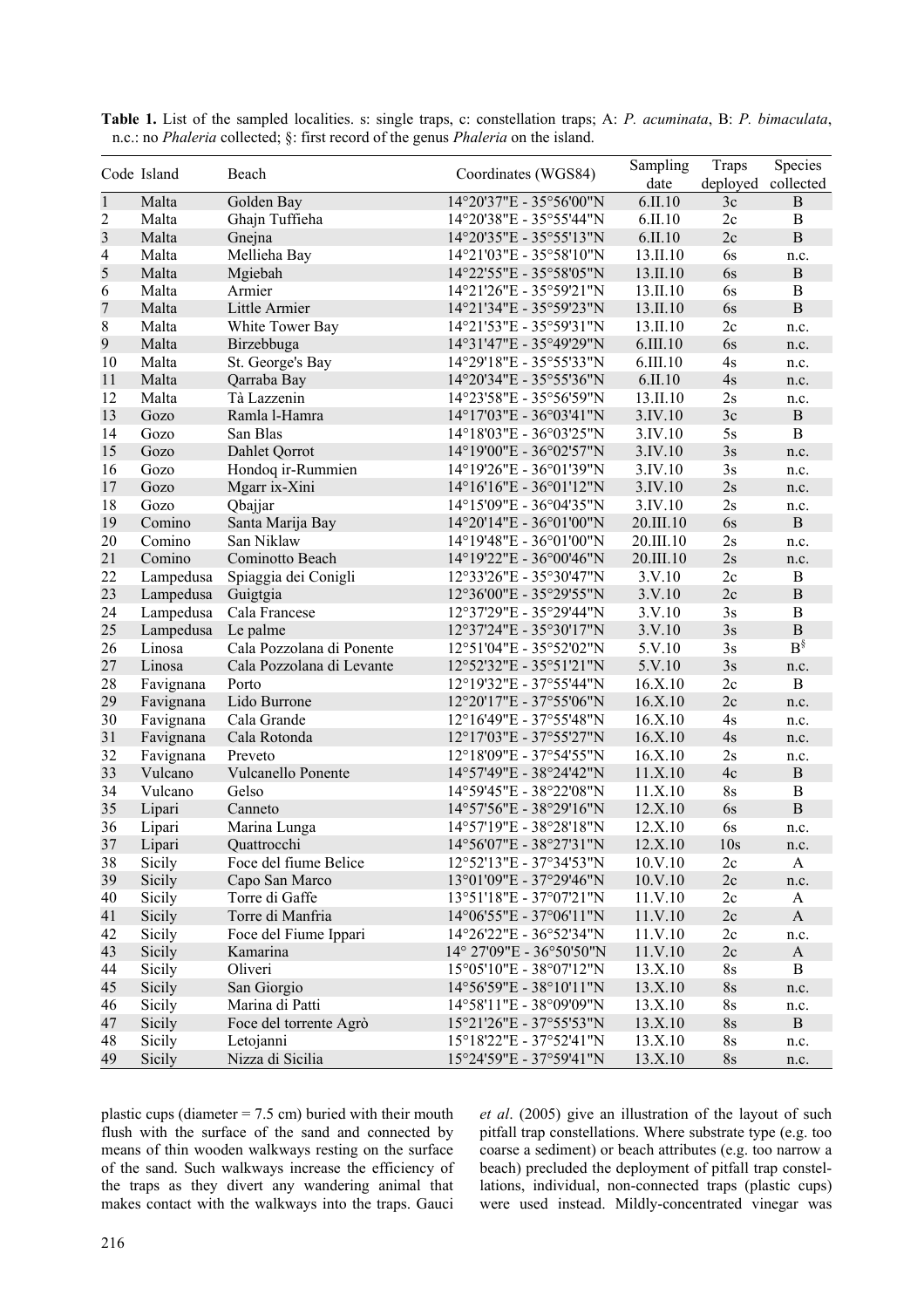**Table 1.** List of the sampled localities. s: single traps, c: constellation traps; A: *P. acuminata*, B: *P. bimaculata*, n.c.: no *Phaleria* collected; §: first record of the genus *Phaleria* on the island.

| Code | Island | Beach | Coordinates (WGS84) | Sampling date | Traps deployed | Species collected |
|---|---|---|---|---|---|---|
| 1 | Malta | Golden Bay | 14°20'37"E - 35°56'00"N | 6.II.10 | 3c | B |
| 2 | Malta | Ghajn Tuffieha | 14°20'38"E - 35°55'44"N | 6.II.10 | 2c | B |
| 3 | Malta | Gnejna | 14°20'35"E - 35°55'13"N | 6.II.10 | 2c | B |
| 4 | Malta | Mellieha Bay | 14°21'03"E - 35°58'10"N | 13.II.10 | 6s | n.c. |
| 5 | Malta | Mgiebah | 14°22'55"E - 35°58'05"N | 13.II.10 | 6s | B |
| 6 | Malta | Armier | 14°21'26"E - 35°59'21"N | 13.II.10 | 6s | B |
| 7 | Malta | Little Armier | 14°21'34"E - 35°59'23"N | 13.II.10 | 6s | B |
| 8 | Malta | White Tower Bay | 14°21'53"E - 35°59'31"N | 13.II.10 | 2c | n.c. |
| 9 | Malta | Birzebbuga | 14°31'47"E - 35°49'29"N | 6.III.10 | 6s | n.c. |
| 10 | Malta | St. George's Bay | 14°29'18"E - 35°55'33"N | 6.III.10 | 4s | n.c. |
| 11 | Malta | Qarraba Bay | 14°20'34"E - 35°55'36"N | 6.II.10 | 4s | n.c. |
| 12 | Malta | Tà Lazzenin | 14°23'58"E - 35°56'59"N | 13.II.10 | 2s | n.c. |
| 13 | Gozo | Ramla l-Hamra | 14°17'03"E - 36°03'41"N | 3.IV.10 | 3c | B |
| 14 | Gozo | San Blas | 14°18'03"E - 36°03'25"N | 3.IV.10 | 5s | B |
| 15 | Gozo | Dahlet Qorrot | 14°19'00"E - 36°02'57"N | 3.IV.10 | 3s | n.c. |
| 16 | Gozo | Hondoq ir-Rummien | 14°19'26"E - 36°01'39"N | 3.IV.10 | 3s | n.c. |
| 17 | Gozo | Mgarr ix-Xini | 14°16'16"E - 36°01'12"N | 3.IV.10 | 2s | n.c. |
| 18 | Gozo | Qbajjar | 14°15'09"E - 36°04'35"N | 3.IV.10 | 2s | n.c. |
| 19 | Comino | Santa Marija Bay | 14°20'14"E - 36°01'00"N | 20.III.10 | 6s | B |
| 20 | Comino | San Niklaw | 14°19'48"E - 36°01'00"N | 20.III.10 | 2s | n.c. |
| 21 | Comino | Cominotto Beach | 14°19'22"E - 36°00'46"N | 20.III.10 | 2s | n.c. |
| 22 | Lampedusa | Spiaggia dei Conigli | 12°33'26"E - 35°30'47"N | 3.V.10 | 2c | B |
| 23 | Lampedusa | Guigtgia | 12°36'00"E - 35°29'55"N | 3.V.10 | 2c | B |
| 24 | Lampedusa | Cala Francese | 12°37'29"E - 35°29'44"N | 3.V.10 | 3s | B |
| 25 | Lampedusa | Le palme | 12°37'24"E - 35°30'17"N | 3.V.10 | 3s | B |
| 26 | Linosa | Cala Pozzolana di Ponente | 12°51'04"E - 35°52'02"N | 5.V.10 | 3s | B§ |
| 27 | Linosa | Cala Pozzolana di Levante | 12°52'32"E - 35°51'21"N | 5.V.10 | 3s | n.c. |
| 28 | Favignana | Porto | 12°19'32"E - 37°55'44"N | 16.X.10 | 2c | B |
| 29 | Favignana | Lido Burrone | 12°20'17"E - 37°55'06"N | 16.X.10 | 2c | n.c. |
| 30 | Favignana | Cala Grande | 12°16'49"E - 37°55'48"N | 16.X.10 | 4s | n.c. |
| 31 | Favignana | Cala Rotonda | 12°17'03"E - 37°55'27"N | 16.X.10 | 4s | n.c. |
| 32 | Favignana | Preveto | 12°18'09"E - 37°54'55"N | 16.X.10 | 2s | n.c. |
| 33 | Vulcano | Vulcanello Ponente | 14°57'49"E - 38°24'42"N | 11.X.10 | 4c | B |
| 34 | Vulcano | Gelso | 14°59'45"E - 38°22'08"N | 11.X.10 | 8s | B |
| 35 | Lipari | Canneto | 14°57'56"E - 38°29'16"N | 12.X.10 | 6s | B |
| 36 | Lipari | Marina Lunga | 14°57'19"E - 38°28'18"N | 12.X.10 | 6s | n.c. |
| 37 | Lipari | Quattrocchi | 14°56'07"E - 38°27'31"N | 12.X.10 | 10s | n.c. |
| 38 | Sicily | Foce del fiume Belice | 12°52'13"E - 37°34'53"N | 10.V.10 | 2c | A |
| 39 | Sicily | Capo San Marco | 13°01'09"E - 37°29'46"N | 10.V.10 | 2c | n.c. |
| 40 | Sicily | Torre di Gaffe | 13°51'18"E - 37°07'21"N | 11.V.10 | 2c | A |
| 41 | Sicily | Torre di Manfria | 14°06'55"E - 37°06'11"N | 11.V.10 | 2c | A |
| 42 | Sicily | Foce del Fiume Ippari | 14°26'22"E - 36°52'34"N | 11.V.10 | 2c | n.c. |
| 43 | Sicily | Kamarina | 14° 27'09"E - 36°50'50"N | 11.V.10 | 2c | A |
| 44 | Sicily | Oliveri | 15°05'10"E - 38°07'12"N | 13.X.10 | 8s | B |
| 45 | Sicily | San Giorgio | 14°56'59"E - 38°10'11"N | 13.X.10 | 8s | n.c. |
| 46 | Sicily | Marina di Patti | 14°58'11"E - 38°09'09"N | 13.X.10 | 8s | n.c. |
| 47 | Sicily | Foce del torrente Agrò | 15°21'26"E - 37°55'53"N | 13.X.10 | 8s | B |
| 48 | Sicily | Letojanni | 15°18'22"E - 37°52'41"N | 13.X.10 | 8s | n.c. |
| 49 | Sicily | Nizza di Sicilia | 15°24'59"E - 37°59'41"N | 13.X.10 | 8s | n.c. |

plastic cups (diameter = 7.5 cm) buried with their mouth flush with the surface of the sand and connected by means of thin wooden walkways resting on the surface of the sand. Such walkways increase the efficiency of the traps as they divert any wandering animal that makes contact with the walkways into the traps. Gauci *et al*. (2005) give an illustration of the layout of such pitfall trap constellations. Where substrate type (e.g. too coarse a sediment) or beach attributes (e.g. too narrow a beach) precluded the deployment of pitfall trap constellations, individual, non-connected traps (plastic cups) were used instead. Mildly-concentrated vinegar was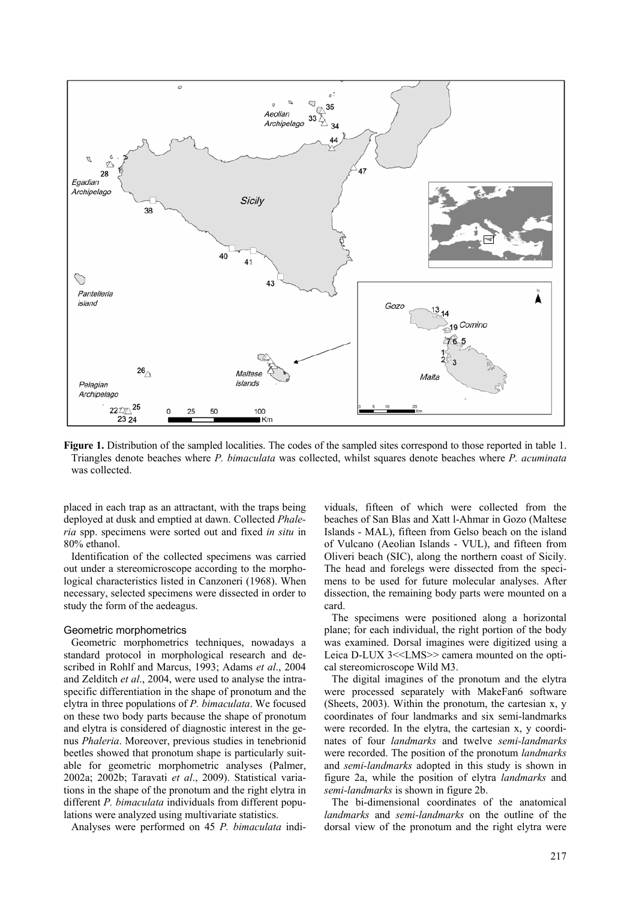Aeolian Archipelago
35
33
34
44
47
28
Egadian Archipelago
Sicily
38
40
41
43
Pantelleria island
26
Pelagian Archipelago
25
22
23 24
0 25 50 100 Km
Maltese islands
Gozo
13 14
19 Comino
7 6 5
1
2 3
Malta
N
0 5 10 20 Km

**Figure 1.** Distribution of the sampled localities. The codes of the sampled sites correspond to those reported in table 1. Triangles denote beaches where *P. bimaculata* was collected, whilst squares denote beaches where *P. acuminata* was collected.

placed in each trap as an attractant, with the traps being deployed at dusk and emptied at dawn. Collected *Phaleria* spp. specimens were sorted out and fixed *in situ* in 80% ethanol.

Identification of the collected specimens was carried out under a stereomicroscope according to the morphological characteristics listed in Canzoneri (1968). When necessary, selected specimens were dissected in order to study the form of the aedeagus.

## Geometric morphometrics

Geometric morphometrics techniques, nowadays a standard protocol in morphological research and described in Rohlf and Marcus, 1993; Adams *et al*., 2004 and Zelditch *et al*., 2004, were used to analyse the intra-specific differentiation in the shape of pronotum and the elytra in three populations of *P. bimaculata*. We focused on these two body parts because the shape of pronotum and elytra is considered of diagnostic interest in the genus *Phaleria*. Moreover, previous studies in tenebrionid beetles showed that pronotum shape is particularly suitable for geometric morphometric analyses (Palmer, 2002a; 2002b; Taravati *et al*., 2009). Statistical variations in the shape of the pronotum and the right elytra in different *P. bimaculata* individuals from different populations were analyzed using multivariate statistics.

Analyses were performed on 45 *P. bimaculata* individuals, fifteen of which were collected from the beaches of San Blas and Xatt l-Ahmar in Gozo (Maltese Islands - MAL), fifteen from Gelso beach on the island of Vulcano (Aeolian Islands - VUL), and fifteen from Oliveri beach (SIC), along the northern coast of Sicily. The head and forelegs were dissected from the specimens to be used for future molecular analyses. After dissection, the remaining body parts were mounted on a card.

The specimens were positioned along a horizontal plane; for each individual, the right portion of the body was examined. Dorsal imagines were digitized using a Leica D-LUX 3<<LMS>> camera mounted on the optical stereomicroscope Wild M3.

The digital imagines of the pronotum and the elytra were processed separately with MakeFan6 software (Sheets, 2003). Within the pronotum, the cartesian x, y coordinates of four landmarks and six semi-landmarks were recorded. In the elytra, the cartesian x, y coordinates of four *landmarks* and twelve *semi-landmarks* were recorded. The position of the pronotum *landmarks* and *semi-landmarks* adopted in this study is shown in figure 2a, while the position of elytra *landmarks* and *semi-landmarks* is shown in figure 2b.

The bi-dimensional coordinates of the anatomical *landmarks* and *semi-landmarks* on the outline of the dorsal view of the pronotum and the right elytra were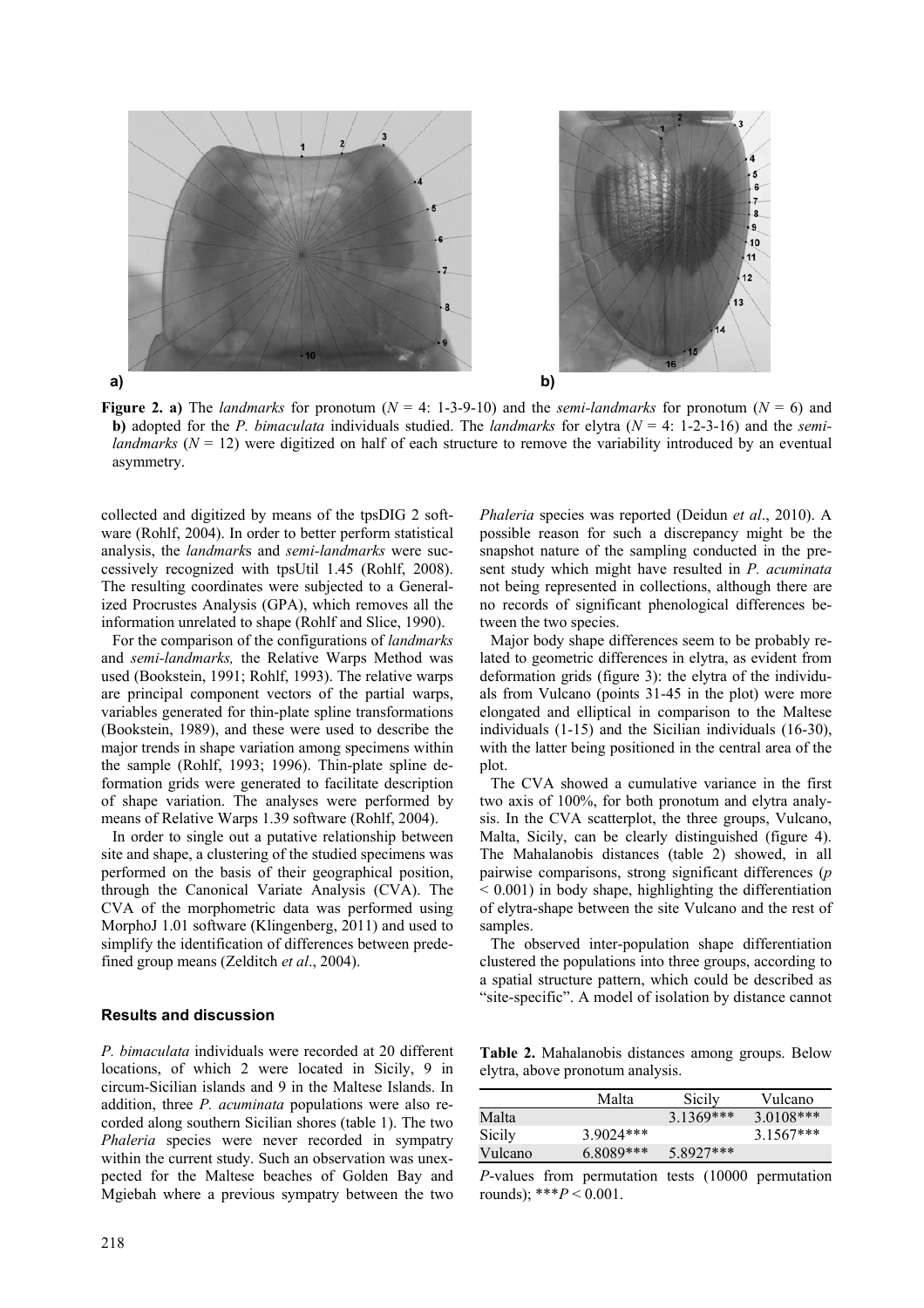**Figure 2. a)** The *landmarks* for pronotum ($N$ = 4: 1-3-9-10) and the *semi-landmarks* for pronotum ($N$ = 6) and **b)** adopted for the *P. bimaculata* individuals studied. The *landmarks* for elytra ($N$ = 4: 1-2-3-16) and the *semi-landmarks* ($N$ = 12) were digitized on half of each structure to remove the variability introduced by an eventual asymmetry.

collected and digitized by means of the tpsDIG 2 software (Rohlf, 2004). In order to better perform statistical analysis, the *landmark*s and *semi-landmarks* were successively recognized with tpsUtil 1.45 (Rohlf, 2008). The resulting coordinates were subjected to a Generalized Procrustes Analysis (GPA), which removes all the information unrelated to shape (Rohlf and Slice, 1990).

For the comparison of the configurations of *landmarks* and *semi-landmarks,* the Relative Warps Method was used (Bookstein, 1991; Rohlf, 1993). The relative warps are principal component vectors of the partial warps, variables generated for thin-plate spline transformations (Bookstein, 1989), and these were used to describe the major trends in shape variation among specimens within the sample (Rohlf, 1993; 1996). Thin-plate spline deformation grids were generated to facilitate description of shape variation. The analyses were performed by means of Relative Warps 1.39 software (Rohlf, 2004).

In order to single out a putative relationship between site and shape, a clustering of the studied specimens was performed on the basis of their geographical position, through the Canonical Variate Analysis (CVA). The CVA of the morphometric data was performed using MorphoJ 1.01 software (Klingenberg, 2011) and used to simplify the identification of differences between predefined group means (Zelditch *et al*., 2004).

## Results and discussion

*P. bimaculata* individuals were recorded at 20 different locations, of which 2 were located in Sicily, 9 in circum-Sicilian islands and 9 in the Maltese Islands. In addition, three *P. acuminata* populations were also recorded along southern Sicilian shores (table 1). The two *Phaleria* species were never recorded in sympatry within the current study. Such an observation was unexpected for the Maltese beaches of Golden Bay and Mgiebah where a previous sympatry between the two *Phaleria* species was reported (Deidun *et al*., 2010). A possible reason for such a discrepancy might be the snapshot nature of the sampling conducted in the present study which might have resulted in *P. acuminata* not being represented in collections, although there are no records of significant phenological differences between the two species.

Major body shape differences seem to be probably related to geometric differences in elytra, as evident from deformation grids (figure 3): the elytra of the individuals from Vulcano (points 31-45 in the plot) were more elongated and elliptical in comparison to the Maltese individuals (1-15) and the Sicilian individuals (16-30), with the latter being positioned in the central area of the plot.

The CVA showed a cumulative variance in the first two axis of 100%, for both pronotum and elytra analysis. In the CVA scatterplot, the three groups, Vulcano, Malta, Sicily, can be clearly distinguished (figure 4). The Mahalanobis distances (table 2) showed, in all pairwise comparisons, strong significant differences ($p$ < 0.001) in body shape, highlighting the differentiation of elytra-shape between the site Vulcano and the rest of samples.

The observed inter-population shape differentiation clustered the populations into three groups, according to a spatial structure pattern, which could be described as "site-specific". A model of isolation by distance cannot

**Table 2.** Mahalanobis distances among groups. Below elytra, above pronotum analysis.

| | Malta | Sicily | Vulcano |
|---|---|---|---|
| Malta | | 3.1369*** | 3.0108*** |
| Sicily | 3.9024*** | | 3.1567*** |
| Vulcano | 6.8089*** | 5.8927*** | |

*P*-values from permutation tests (10000 permutation rounds); ***$P$ < 0.001.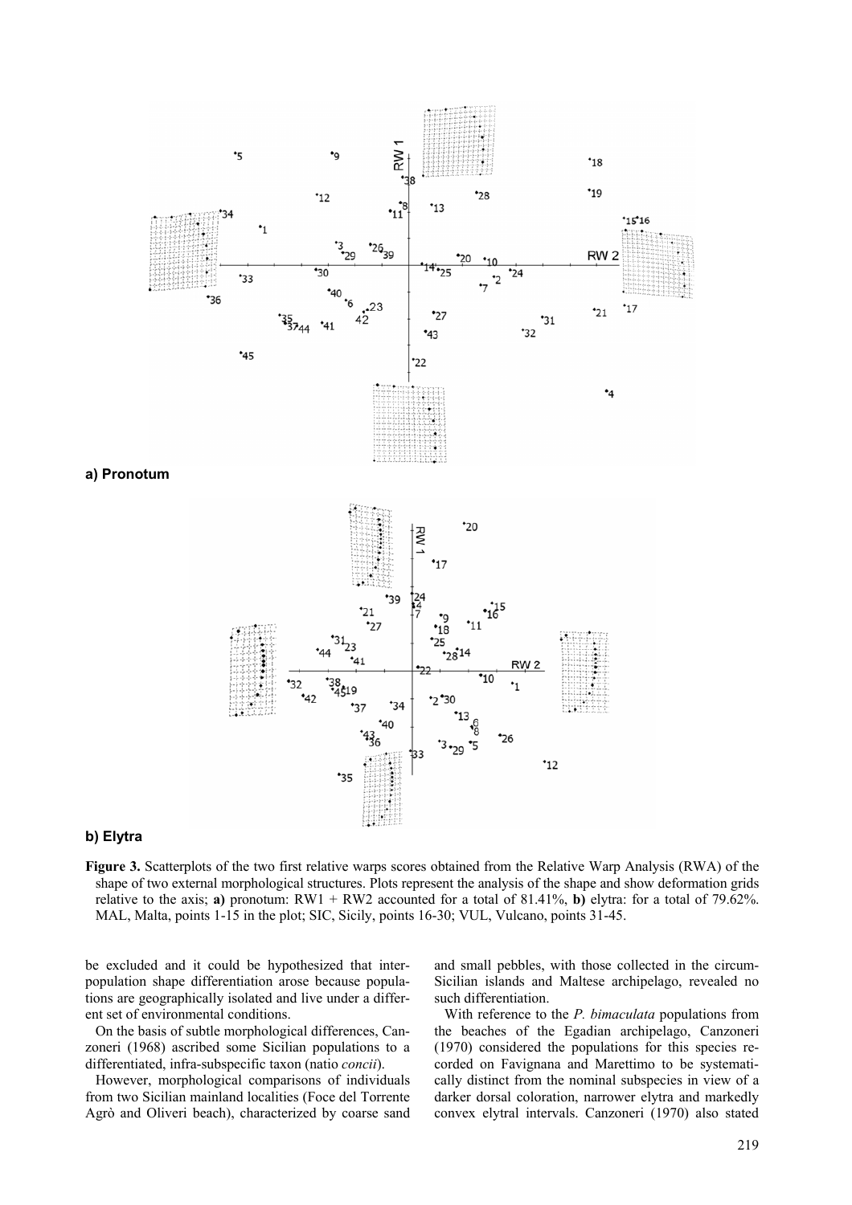RW 1

RW 2

a) Pronotum

RW 1

RW 2

b) Elytra

**Figure 3.** Scatterplots of the two first relative warps scores obtained from the Relative Warp Analysis (RWA) of the shape of two external morphological structures. Plots represent the analysis of the shape and show deformation grids relative to the axis; **a)** pronotum: RW1 + RW2 accounted for a total of 81.41%, **b)** elytra: for a total of 79.62%. MAL, Malta, points 1-15 in the plot; SIC, Sicily, points 16-30; VUL, Vulcano, points 31-45.

be excluded and it could be hypothesized that inter-population shape differentiation arose because populations are geographically isolated and live under a different set of environmental conditions.

On the basis of subtle morphological differences, Canzoneri (1968) ascribed some Sicilian populations to a differentiated, infra-subspecific taxon (natio *concii*).

However, morphological comparisons of individuals from two Sicilian mainland localities (Foce del Torrente Agrò and Oliveri beach), characterized by coarse sand and small pebbles, with those collected in the circum-Sicilian islands and Maltese archipelago, revealed no such differentiation.

With reference to the *P. bimaculata* populations from the beaches of the Egadian archipelago, Canzoneri (1970) considered the populations for this species recorded on Favignana and Marettimo to be systematically distinct from the nominal subspecies in view of a darker dorsal coloration, narrower elytra and markedly convex elytral intervals. Canzoneri (1970) also stated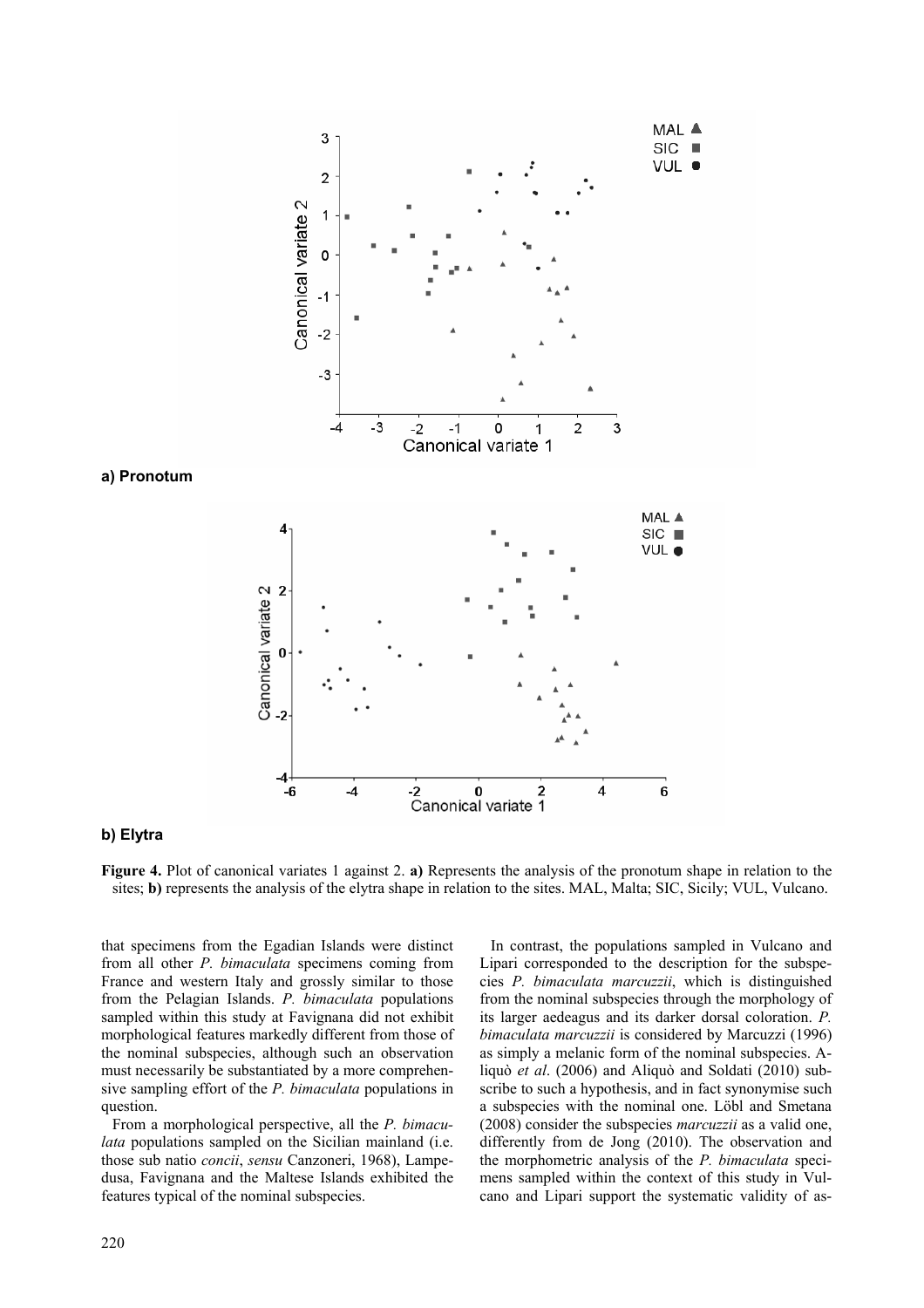MAL ▲
SIC ■
VUL ●

Canonical variate 2

Canonical variate 1

3
2
1
0
-1
-2
-3

-4 -3 -2 -1 0 1 2 3

**a) Pronotum**

MAL ▲
SIC ■
VUL ●

Canonical variate 2

Canonical variate 1

4
2
0
-2
-4

-6 -4 -2 0 2 4 6

**b) Elytra**

**Figure 4.** Plot of canonical variates 1 against 2. **a)** Represents the analysis of the pronotum shape in relation to the sites; **b)** represents the analysis of the elytra shape in relation to the sites. MAL, Malta; SIC, Sicily; VUL, Vulcano.

that specimens from the Egadian Islands were distinct from all other *P. bimaculata* specimens coming from France and western Italy and grossly similar to those from the Pelagian Islands. *P. bimaculata* populations sampled within this study at Favignana did not exhibit morphological features markedly different from those of the nominal subspecies, although such an observation must necessarily be substantiated by a more comprehensive sampling effort of the *P. bimaculata* populations in question.

From a morphological perspective, all the *P. bimaculata* populations sampled on the Sicilian mainland (i.e. those sub natio *concii*, *sensu* Canzoneri, 1968), Lampedusa, Favignana and the Maltese Islands exhibited the features typical of the nominal subspecies.

In contrast, the populations sampled in Vulcano and Lipari corresponded to the description for the subspecies *P. bimaculata marcuzzii*, which is distinguished from the nominal subspecies through the morphology of its larger aedeagus and its darker dorsal coloration. *P. bimaculata marcuzzii* is considered by Marcuzzi (1996) as simply a melanic form of the nominal subspecies. Aliquò *et al*. (2006) and Aliquò and Soldati (2010) subscribe to such a hypothesis, and in fact synonymise such a subspecies with the nominal one. Löbl and Smetana (2008) consider the subspecies *marcuzzii* as a valid one, differently from de Jong (2010). The observation and the morphometric analysis of the *P. bimaculata* specimens sampled within the context of this study in Vulcano and Lipari support the systematic validity of as-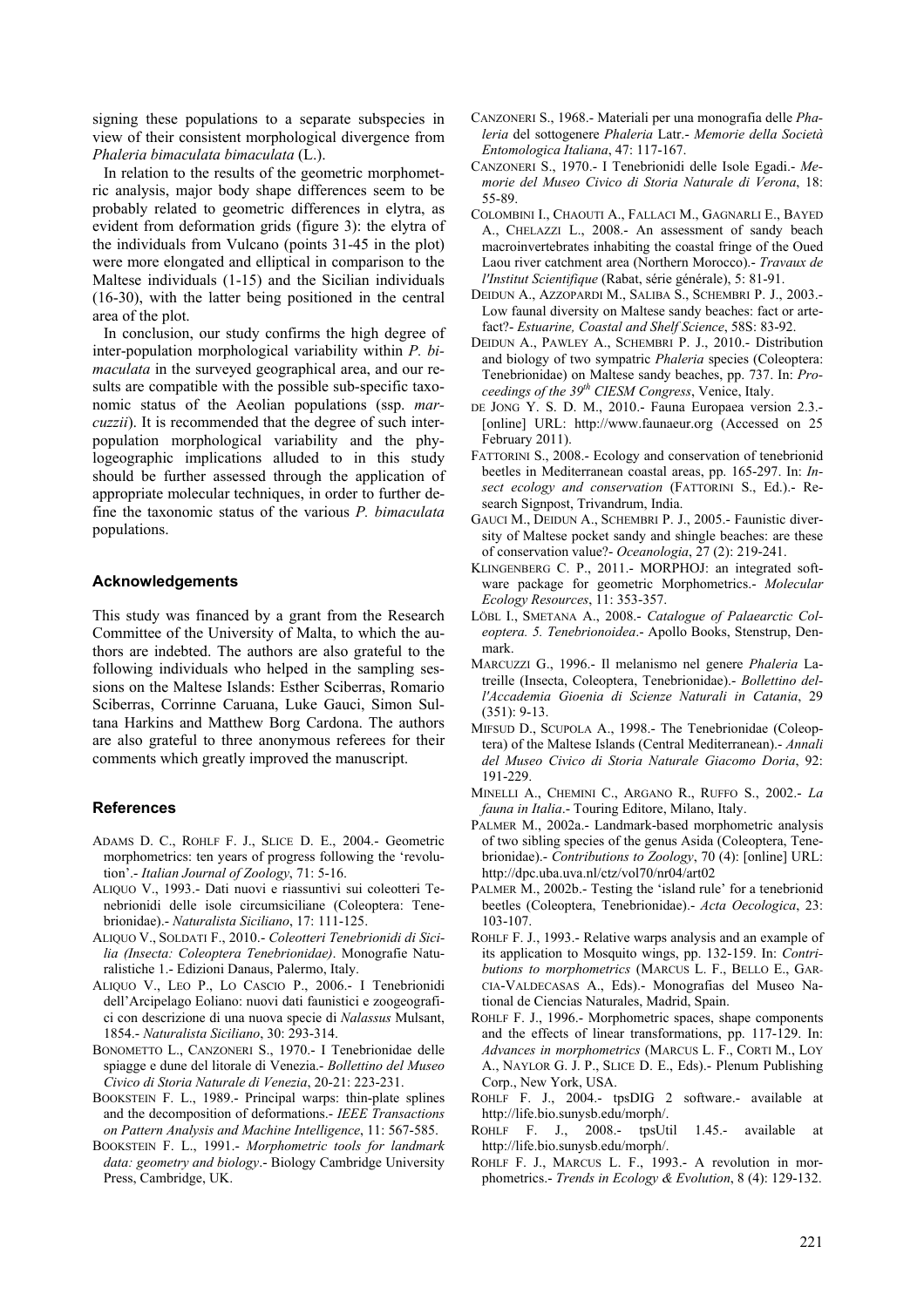signing these populations to a separate subspecies in view of their consistent morphological divergence from *Phaleria bimaculata bimaculata* (L.).

In relation to the results of the geometric morphometric analysis, major body shape differences seem to be probably related to geometric differences in elytra, as evident from deformation grids (figure 3): the elytra of the individuals from Vulcano (points 31-45 in the plot) were more elongated and elliptical in comparison to the Maltese individuals (1-15) and the Sicilian individuals (16-30), with the latter being positioned in the central area of the plot.

In conclusion, our study confirms the high degree of inter-population morphological variability within *P. bimaculata* in the surveyed geographical area, and our results are compatible with the possible sub-specific taxonomic status of the Aeolian populations (ssp. *marcuzzii*). It is recommended that the degree of such inter-population morphological variability and the phylogeographic implications alluded to in this study should be further assessed through the application of appropriate molecular techniques, in order to further define the taxonomic status of the various *P. bimaculata* populations.

## Acknowledgements

This study was financed by a grant from the Research Committee of the University of Malta, to which the authors are indebted. The authors are also grateful to the following individuals who helped in the sampling sessions on the Maltese Islands: Esther Sciberras, Romario Sciberras, Corrinne Caruana, Luke Gauci, Simon Sultana Harkins and Matthew Borg Cardona. The authors are also grateful to three anonymous referees for their comments which greatly improved the manuscript.

## References

ADAMS D. C., ROHLF F. J., SLICE D. E., 2004.- Geometric morphometrics: ten years of progress following the 'revolution'.- *Italian Journal of Zoology*, 71: 5-16.

ALIQUO V., 1993.- Dati nuovi e riassuntivi sui coleotteri Tenebrionidi delle isole circumsiciliane (Coleoptera: Tenebrionidae).- *Naturalista Siciliano*, 17: 111-125.

ALIQUO V., SOLDATI F., 2010.- *Coleotteri Tenebrionidi di Sicilia (Insecta: Coleoptera Tenebrionidae)*. Monografie Naturalistiche 1.- Edizioni Danaus, Palermo, Italy.

ALIQUO V., LEO P., LO CASCIO P., 2006.- I Tenebrionidi dell'Arcipelago Eoliano: nuovi dati faunistici e zoogeografici con descrizione di una nuova specie di *Nalassus* Mulsant, 1854.- *Naturalista Siciliano*, 30: 293-314.

BONOMETTO L., CANZONERI S., 1970.- I Tenebrionidae delle spiagge e dune del litorale di Venezia.- *Bollettino del Museo Civico di Storia Naturale di Venezia*, 20-21: 223-231.

BOOKSTEIN F. L., 1989.- Principal warps: thin-plate splines and the decomposition of deformations.- *IEEE Transactions on Pattern Analysis and Machine Intelligence*, 11: 567-585.

BOOKSTEIN F. L., 1991.- *Morphometric tools for landmark data: geometry and biology*.- Biology Cambridge University Press, Cambridge, UK.

CANZONERI S., 1968.- Materiali per una monografia delle *Phaleria* del sottogenere *Phaleria* Latr.- *Memorie della Società Entomologica Italiana*, 47: 117-167.

CANZONERI S., 1970.- I Tenebrionidi delle Isole Egadi.- *Memorie del Museo Civico di Storia Naturale di Verona*, 18: 55-89.

COLOMBINI I., CHAOUTI A., FALLACI M., GAGNARLI E., BAYED A., CHELAZZI L., 2008.- An assessment of sandy beach macroinvertebrates inhabiting the coastal fringe of the Oued Laou river catchment area (Northern Morocco).- *Travaux de l'Institut Scientifique* (Rabat, série générale), 5: 81-91.

DEIDUN A., AZZOPARDI M., SALIBA S., SCHEMBRI P. J., 2003.- Low faunal diversity on Maltese sandy beaches: fact or artefact?- *Estuarine, Coastal and Shelf Science*, 58S: 83-92.

DEIDUN A., PAWLEY A., SCHEMBRI P. J., 2010.- Distribution and biology of two sympatric *Phaleria* species (Coleoptera: Tenebrionidae) on Maltese sandy beaches, pp. 737. In: *Proceedings of the 39th CIESM Congress*, Venice, Italy.

DE JONG Y. S. D. M., 2010.- Fauna Europaea version 2.3.- [online] URL: http://www.faunaeur.org (Accessed on 25 February 2011).

FATTORINI S., 2008.- Ecology and conservation of tenebrionid beetles in Mediterranean coastal areas, pp. 165-297. In: *Insect ecology and conservation* (FATTORINI S., Ed.).- Research Signpost, Trivandrum, India.

GAUCI M., DEIDUN A., SCHEMBRI P. J., 2005.- Faunistic diversity of Maltese pocket sandy and shingle beaches: are these of conservation value?- *Oceanologia*, 27 (2): 219-241.

KLINGENBERG C. P., 2011.- MORPHOJ: an integrated software package for geometric Morphometrics.- *Molecular Ecology Resources*, 11: 353-357.

LÖBL I., SMETANA A., 2008.- *Catalogue of Palaearctic Coleoptera. 5. Tenebrionoidea*.- Apollo Books, Stenstrup, Denmark.

MARCUZZI G., 1996.- Il melanismo nel genere *Phaleria* Latreille (Insecta, Coleoptera, Tenebrionidae).- *Bollettino dell'Accademia Gioenia di Scienze Naturali in Catania*, 29 (351): 9-13.

MIFSUD D., SCUPOLA A., 1998.- The Tenebrionidae (Coleoptera) of the Maltese Islands (Central Mediterranean).- *Annali del Museo Civico di Storia Naturale Giacomo Doria*, 92: 191-229.

MINELLI A., CHEMINI C., ARGANO R., RUFFO S., 2002.- *La fauna in Italia*.- Touring Editore, Milano, Italy.

PALMER M., 2002a.- Landmark-based morphometric analysis of two sibling species of the genus Asida (Coleoptera, Tenebrionidae).- *Contributions to Zoology*, 70 (4): [online] URL: http://dpc.uba.uva.nl/ctz/vol70/nr04/art02

PALMER M., 2002b.- Testing the 'island rule' for a tenebrionid beetles (Coleoptera, Tenebrionidae).- *Acta Oecologica*, 23: 103-107.

ROHLF F. J., 1993.- Relative warps analysis and an example of its application to Mosquito wings, pp. 132-159. In: *Contributions to morphometrics* (MARCUS L. F., BELLO E., GARCIA-VALDECASAS A., Eds).- Monografias del Museo Nacional de Ciencias Naturales, Madrid, Spain.

ROHLF F. J., 1996.- Morphometric spaces, shape components and the effects of linear transformations, pp. 117-129. In: *Advances in morphometrics* (MARCUS L. F., CORTI M., LOY A., NAYLOR G. J. P., SLICE D. E., Eds).- Plenum Publishing Corp., New York, USA.

ROHLF F. J., 2004.- tpsDIG 2 software.- available at http://life.bio.sunysb.edu/morph/.

ROHLF F. J., 2008.- tpsUtil 1.45.- available at http://life.bio.sunysb.edu/morph/.

ROHLF F. J., MARCUS L. F., 1993.- A revolution in morphometrics.- *Trends in Ecology & Evolution*, 8 (4): 129-132.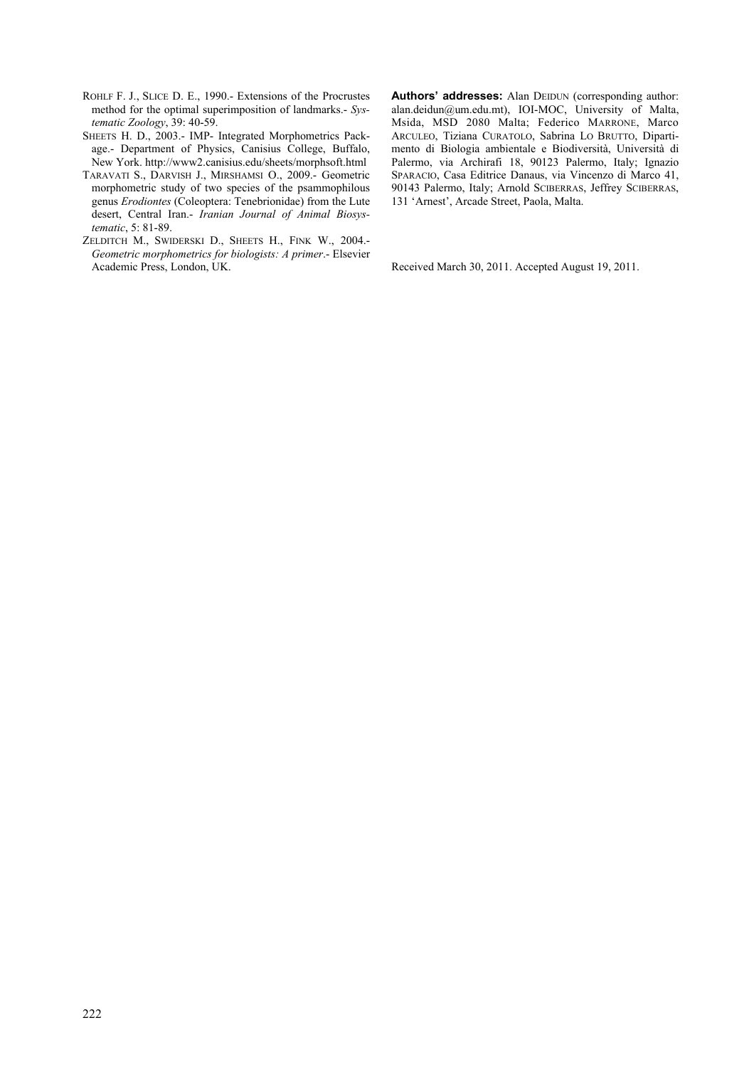ROHLF F. J., SLICE D. E., 1990.- Extensions of the Procrustes method for the optimal superimposition of landmarks.- *Systematic Zoology*, 39: 40-59.

SHEETS H. D., 2003.- IMP- Integrated Morphometrics Package.- Department of Physics, Canisius College, Buffalo, New York. http://www2.canisius.edu/sheets/morphsoft.html

TARAVATI S., DARVISH J., MIRSHAMSI O., 2009.- Geometric morphometric study of two species of the psammophilous genus *Erodiontes* (Coleoptera: Tenebrionidae) from the Lute desert, Central Iran.- *Iranian Journal of Animal Biosystematic*, 5: 81-89.

ZELDITCH M., SWIDERSKI D., SHEETS H., FINK W., 2004.- *Geometric morphometrics for biologists: A primer*.- Elsevier Academic Press, London, UK.

**Authors' addresses:** Alan DEIDUN (corresponding author: alan.deidun@um.edu.mt), IOI-MOC, University of Malta, Msida, MSD 2080 Malta; Federico MARRONE, Marco ARCULEO, Tiziana CURATOLO, Sabrina LO BRUTTO, Dipartimento di Biologia ambientale e Biodiversità, Università di Palermo, via Archirafi 18, 90123 Palermo, Italy; Ignazio SPARACIO, Casa Editrice Danaus, via Vincenzo di Marco 41, 90143 Palermo, Italy; Arnold SCIBERRAS, Jeffrey SCIBERRAS, 131 'Arnest', Arcade Street, Paola, Malta.

Received March 30, 2011. Accepted August 19, 2011.